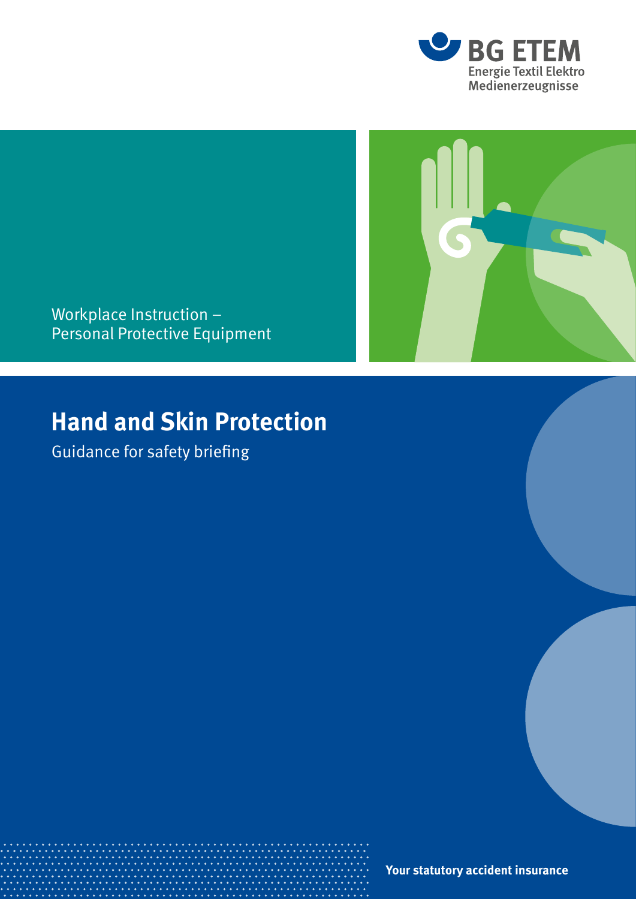BG ETEM
Energie Textil Elektro
Medienerzeugnisse

Workplace Instruction –
Personal Protective Equipment

# Hand and Skin Protection

Guidance for safety briefing

**Your statutory accident insurance**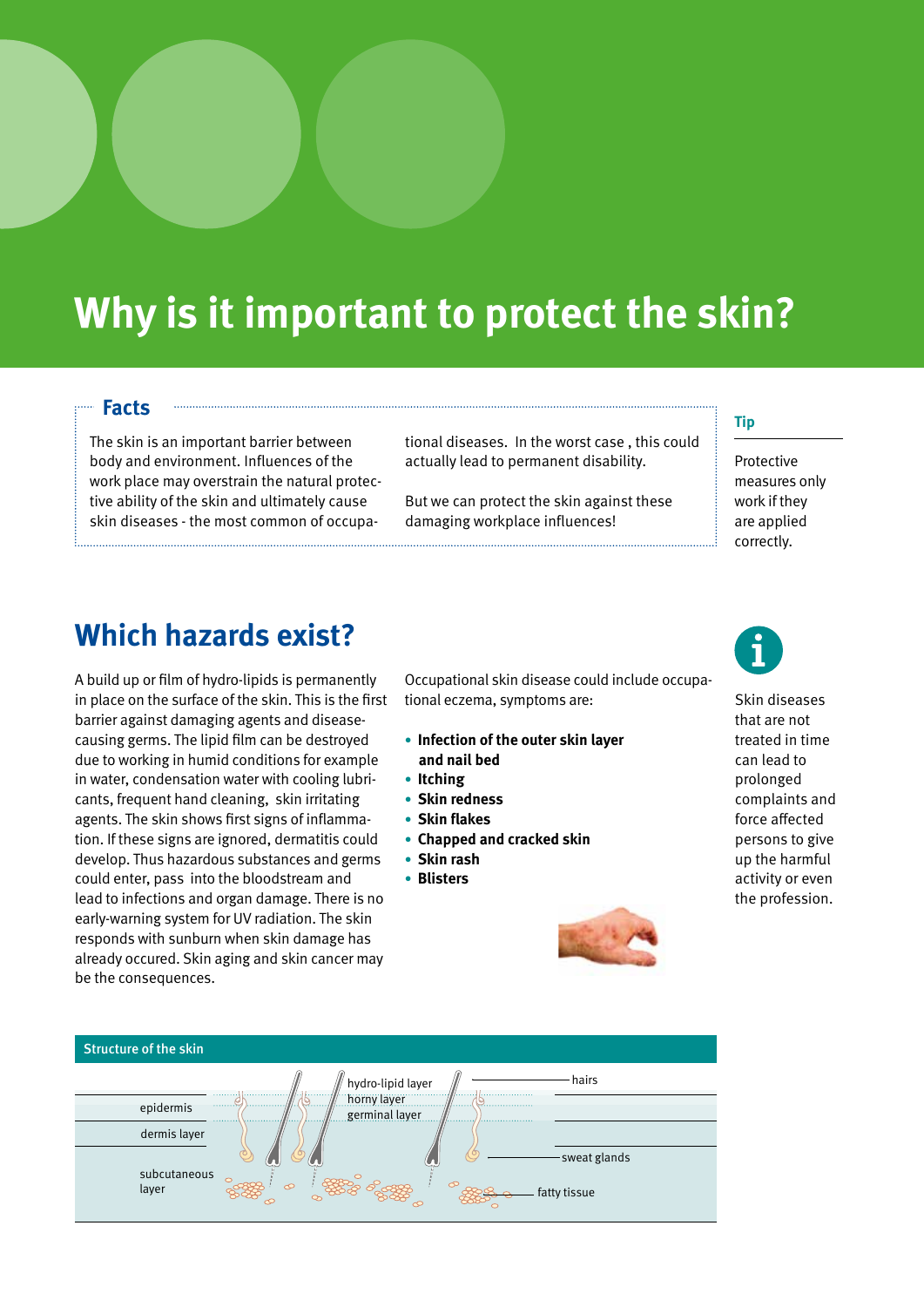# Why is it important to protect the skin?

### Facts

The skin is an important barrier between body and environment. Influences of the work place may overstrain the natural protective ability of the skin and ultimately cause skin diseases - the most common of occupational diseases. In the worst case , this could actually lead to permanent disability.

But we can protect the skin against these damaging workplace influences!

### Tip

Protective measures only work if they are applied correctly.

## Which hazards exist?

A build up or film of hydro-lipids is permanently in place on the surface of the skin. This is the first barrier against damaging agents and disease-causing germs. The lipid film can be destroyed due to working in humid conditions for example in water, condensation water with cooling lubricants, frequent hand cleaning, skin irritating agents. The skin shows first signs of inflammation. If these signs are ignored, dermatitis could develop. Thus hazardous substances and germs could enter, pass into the bloodstream and lead to infections and organ damage. There is no early-warning system for UV radiation. The skin responds with sunburn when skin damage has already occured. Skin aging and skin cancer may be the consequences.

Occupational skin disease could include occupational eczema, symptoms are:

- **Infection of the outer skin layer and nail bed**
- **Itching**
- **Skin redness**
- **Skin flakes**
- **Chapped and cracked skin**
- **Skin rash**
- **Blisters**

Skin diseases that are not treated in time can lead to prolonged complaints and force affected persons to give up the harmful activity or even the profession.

**Structure of the skin**

epidermis, dermis layer, subcutaneous layer, hydro-lipid layer, horny layer, germinal layer, hairs, sweat glands, fatty tissue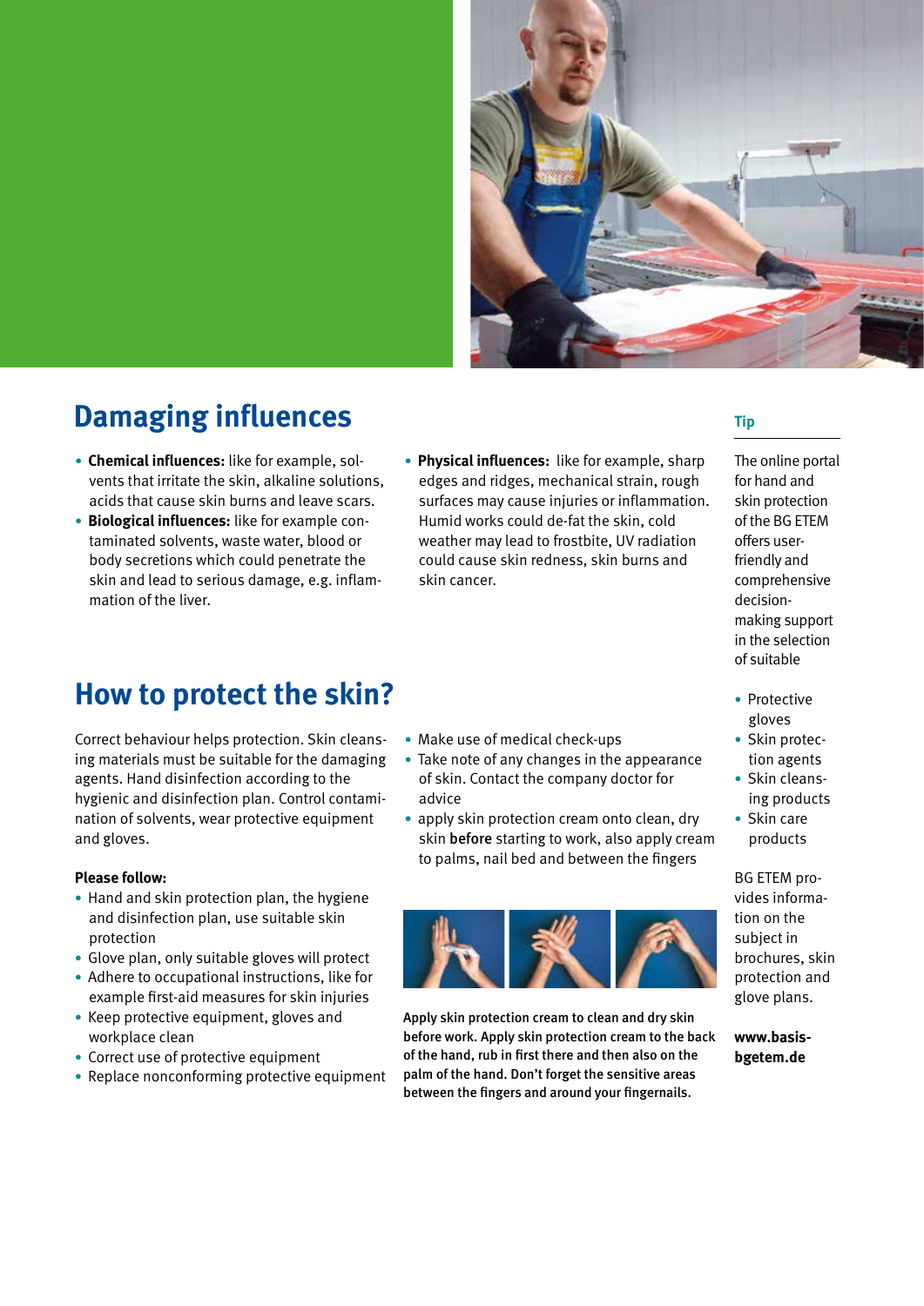## Damaging influences

- **Chemical influences:** like for example, solvents that irritate the skin, alkaline solutions, acids that cause skin burns and leave scars.
- **Biological influences:** like for example contaminated solvents, waste water, blood or body secretions which could penetrate the skin and lead to serious damage, e.g. inflammation of the liver.
- **Physical influences:** like for example, sharp edges and ridges, mechanical strain, rough surfaces may cause injuries or inflammation. Humid works could de-fat the skin, cold weather may lead to frostbite, UV radiation could cause skin redness, skin burns and skin cancer.

## How to protect the skin?

Correct behaviour helps protection. Skin cleansing materials must be suitable for the damaging agents. Hand disinfection according to the hygienic and disinfection plan. Control contamination of solvents, wear protective equipment and gloves.

**Please follow:**

- Hand and skin protection plan, the hygiene and disinfection plan, use suitable skin protection
- Glove plan, only suitable gloves will protect
- Adhere to occupational instructions, like for example first-aid measures for skin injuries
- Keep protective equipment, gloves and workplace clean
- Correct use of protective equipment
- Replace nonconforming protective equipment
- Make use of medical check-ups
- Take note of any changes in the appearance of skin. Contact the company doctor for advice
- apply skin protection cream onto clean, dry skin **before** starting to work, also apply cream to palms, nail bed and between the fingers

**Apply skin protection cream to clean and dry skin before work. Apply skin protection cream to the back of the hand, rub in first there and then also on the palm of the hand. Don't forget the sensitive areas between the fingers and around your fingernails.**

### Tip

The online portal for hand and skin protection of the BG ETEM offers user-friendly and comprehensive decision-making support in the selection of suitable

- Protective gloves
- Skin protection agents
- Skin cleansing products
- Skin care products

BG ETEM provides information on the subject in brochures, skin protection and glove plans.

**www.basis-bgetem.de**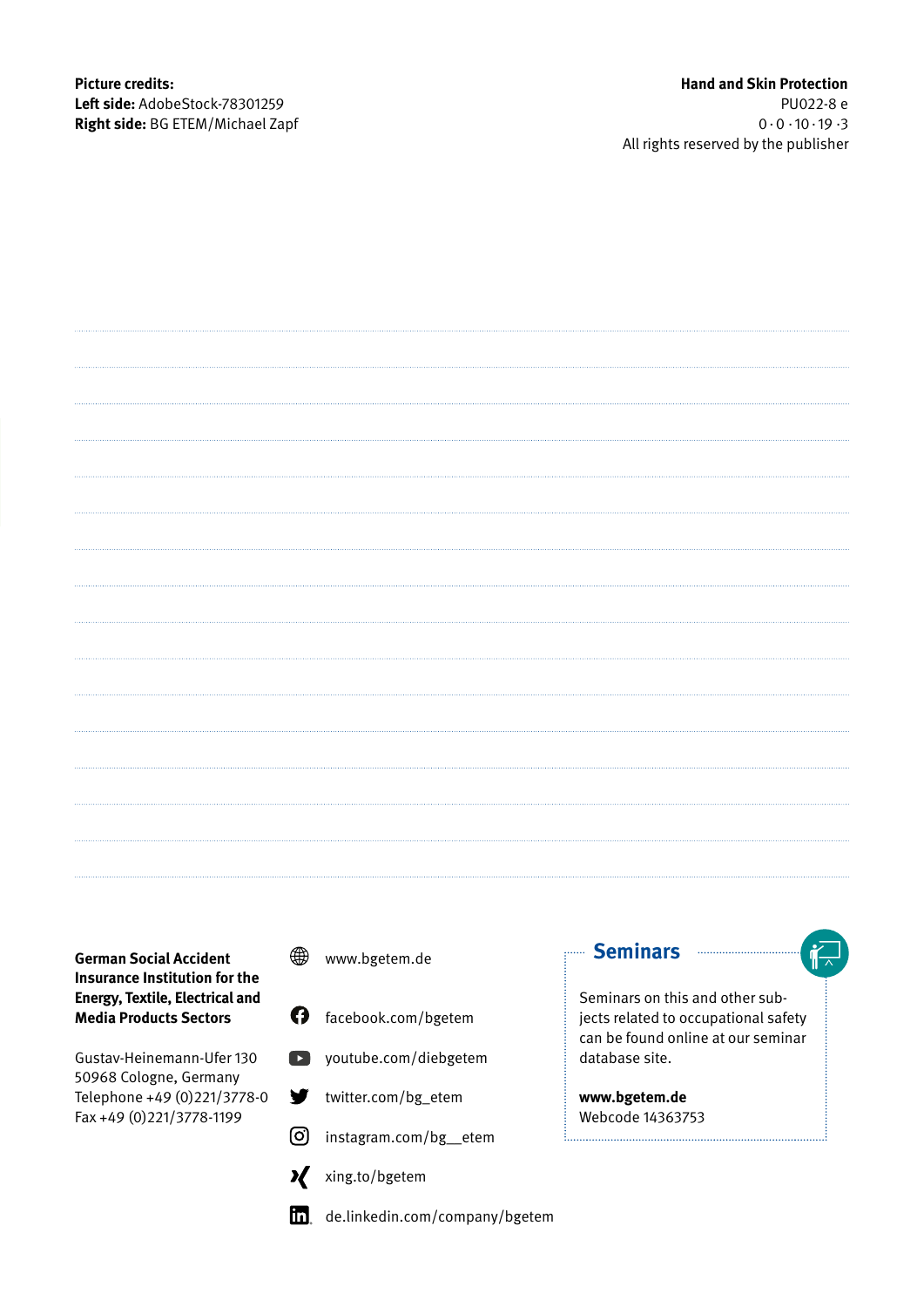**Picture credits:**
**Left side:** AdobeStock-78301259
**Right side:** BG ETEM/Michael Zapf

**Hand and Skin Protection**
PU022-8 e
0 · 0 · 10 · 19 · 3
All rights reserved by the publisher

**German Social Accident Insurance Institution for the Energy, Textile, Electrical and Media Products Sectors**

Gustav-Heinemann-Ufer 130
50968 Cologne, Germany
Telephone +49 (0)221/3778-0
Fax +49 (0)221/3778-1199

www.bgetem.de

facebook.com/bgetem

youtube.com/diebgetem

twitter.com/bg_etem

instagram.com/bg__etem

xing.to/bgetem

de.linkedin.com/company/bgetem

## Seminars

Seminars on this and other subjects related to occupational safety can be found online at our seminar database site.

**www.bgetem.de**
Webcode 14363753